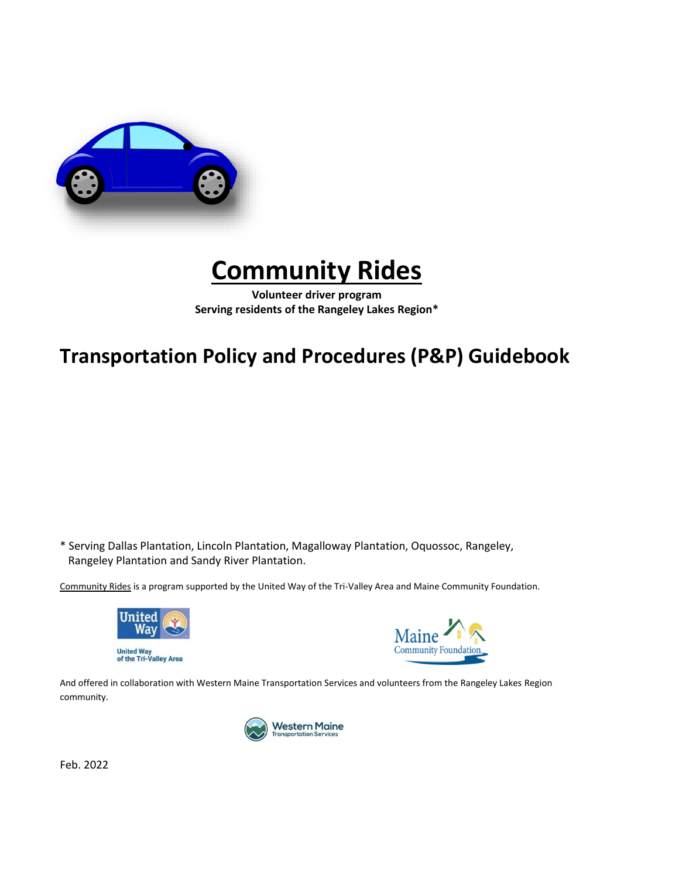# Community Rides

**Volunteer driver program**
**Serving residents of the Rangeley Lakes Region***

## Transportation Policy and Procedures (P&P) Guidebook

* Serving Dallas Plantation, Lincoln Plantation, Magalloway Plantation, Oquossoc, Rangeley, Rangeley Plantation and Sandy River Plantation.

Community Rides is a program supported by the United Way of the Tri-Valley Area and Maine Community Foundation.

And offered in collaboration with Western Maine Transportation Services and volunteers from the Rangeley Lakes Region community.

Feb. 2022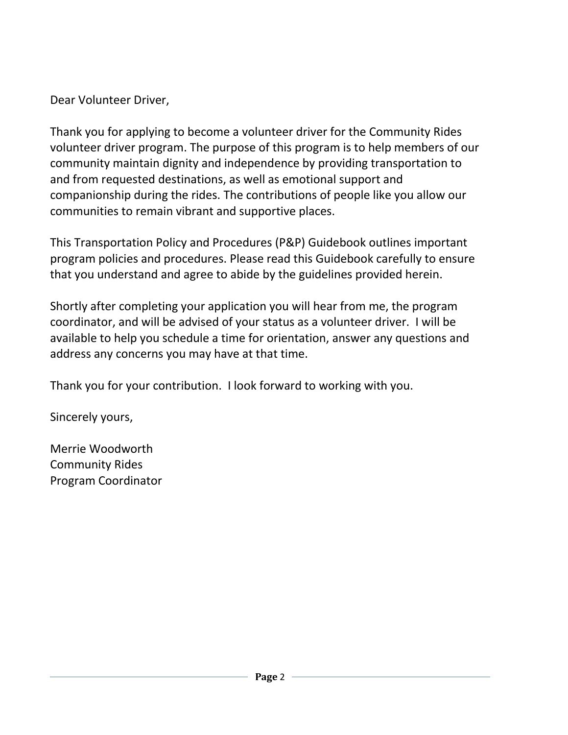Dear Volunteer Driver,

Thank you for applying to become a volunteer driver for the Community Rides volunteer driver program. The purpose of this program is to help members of our community maintain dignity and independence by providing transportation to and from requested destinations, as well as emotional support and companionship during the rides. The contributions of people like you allow our communities to remain vibrant and supportive places.

This Transportation Policy and Procedures (P&P) Guidebook outlines important program policies and procedures. Please read this Guidebook carefully to ensure that you understand and agree to abide by the guidelines provided herein.

Shortly after completing your application you will hear from me, the program coordinator, and will be advised of your status as a volunteer driver. I will be available to help you schedule a time for orientation, answer any questions and address any concerns you may have at that time.

Thank you for your contribution. I look forward to working with you.

Sincerely yours,

Merrie Woodworth
Community Rides
Program Coordinator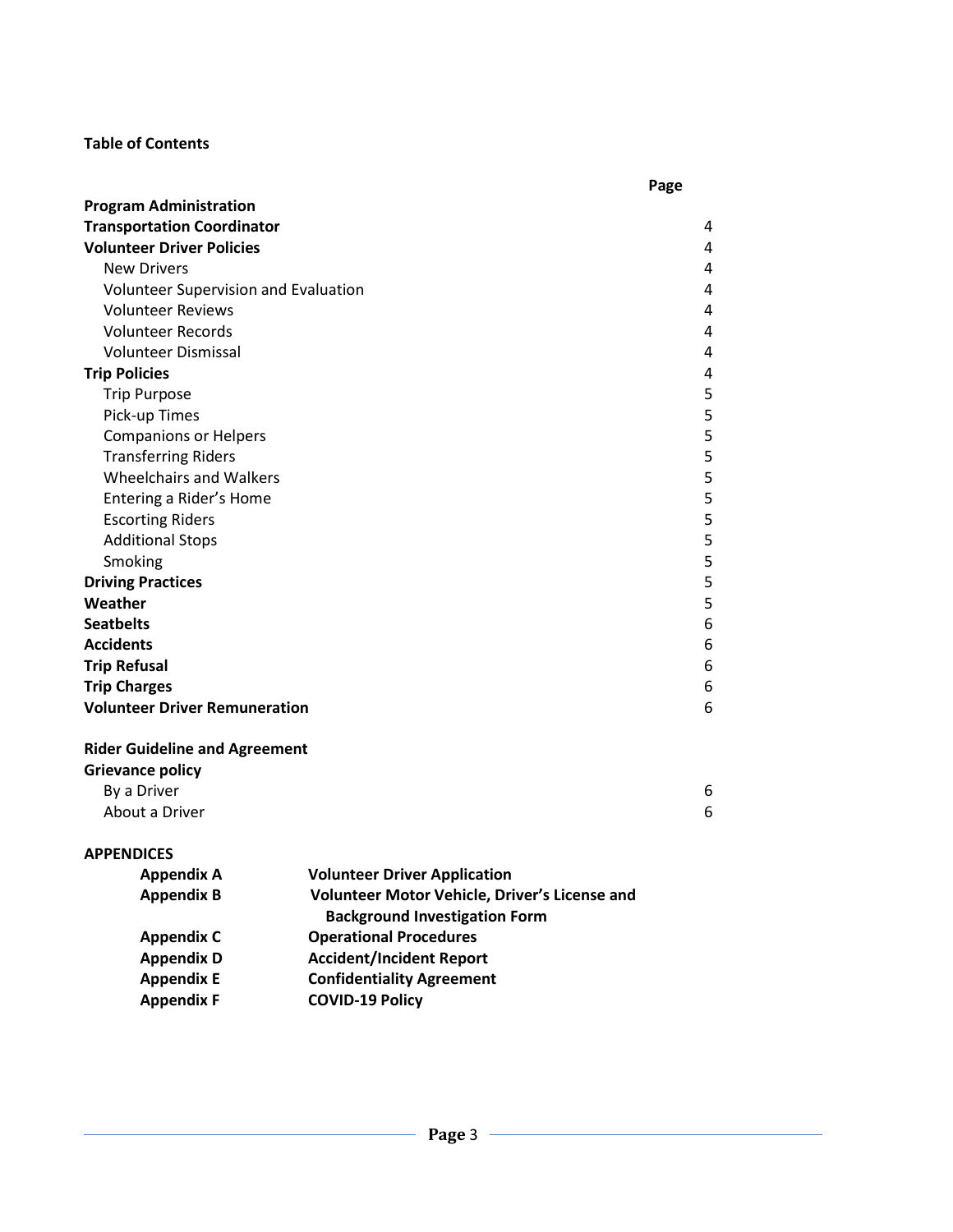**Table of Contents**

| | Page |
|---|---|
| **Program Administration** | |
| **Transportation Coordinator** | 4 |
| **Volunteer Driver Policies** | 4 |
| New Drivers | 4 |
| Volunteer Supervision and Evaluation | 4 |
| Volunteer Reviews | 4 |
| Volunteer Records | 4 |
| Volunteer Dismissal | 4 |
| **Trip Policies** | 4 |
| Trip Purpose | 5 |
| Pick-up Times | 5 |
| Companions or Helpers | 5 |
| Transferring Riders | 5 |
| Wheelchairs and Walkers | 5 |
| Entering a Rider's Home | 5 |
| Escorting Riders | 5 |
| Additional Stops | 5 |
| Smoking | 5 |
| **Driving Practices** | 5 |
| **Weather** | 5 |
| **Seatbelts** | 6 |
| **Accidents** | 6 |
| **Trip Refusal** | 6 |
| **Trip Charges** | 6 |
| **Volunteer Driver Remuneration** | 6 |
| | |
| **Rider Guideline and Agreement** | |
| **Grievance policy** | |
| By a Driver | 6 |
| About a Driver | 6 |

**APPENDICES**

| | |
|---|---|
| **Appendix A** | **Volunteer Driver Application** |
| **Appendix B** | **Volunteer Motor Vehicle, Driver's License and Background Investigation Form** |
| **Appendix C** | **Operational Procedures** |
| **Appendix D** | **Accident/Incident Report** |
| **Appendix E** | **Confidentiality Agreement** |
| **Appendix F** | **COVID-19 Policy** |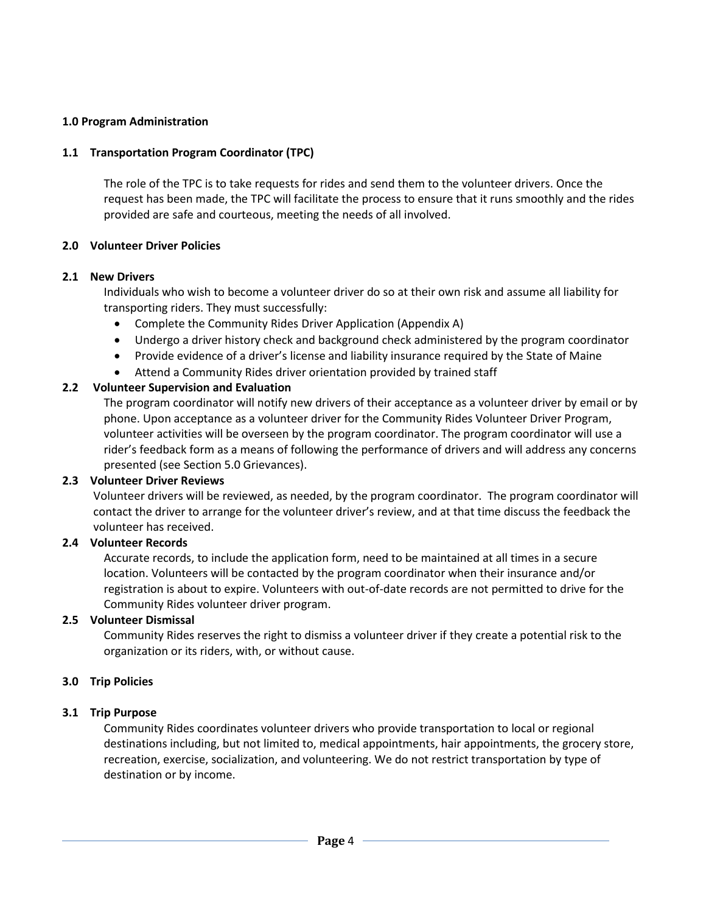## 1.0 Program Administration

### 1.1 Transportation Program Coordinator (TPC)

The role of the TPC is to take requests for rides and send them to the volunteer drivers. Once the request has been made, the TPC will facilitate the process to ensure that it runs smoothly and the rides provided are safe and courteous, meeting the needs of all involved.

## 2.0 Volunteer Driver Policies

### 2.1 New Drivers

Individuals who wish to become a volunteer driver do so at their own risk and assume all liability for transporting riders. They must successfully:

- Complete the Community Rides Driver Application (Appendix A)
- Undergo a driver history check and background check administered by the program coordinator
- Provide evidence of a driver's license and liability insurance required by the State of Maine
- Attend a Community Rides driver orientation provided by trained staff

### 2.2 Volunteer Supervision and Evaluation

The program coordinator will notify new drivers of their acceptance as a volunteer driver by email or by phone. Upon acceptance as a volunteer driver for the Community Rides Volunteer Driver Program, volunteer activities will be overseen by the program coordinator. The program coordinator will use a rider's feedback form as a means of following the performance of drivers and will address any concerns presented (see Section 5.0 Grievances).

### 2.3 Volunteer Driver Reviews

Volunteer drivers will be reviewed, as needed, by the program coordinator. The program coordinator will contact the driver to arrange for the volunteer driver's review, and at that time discuss the feedback the volunteer has received.

### 2.4 Volunteer Records

Accurate records, to include the application form, need to be maintained at all times in a secure location. Volunteers will be contacted by the program coordinator when their insurance and/or registration is about to expire. Volunteers with out-of-date records are not permitted to drive for the Community Rides volunteer driver program.

### 2.5 Volunteer Dismissal

Community Rides reserves the right to dismiss a volunteer driver if they create a potential risk to the organization or its riders, with, or without cause.

## 3.0 Trip Policies

### 3.1 Trip Purpose

Community Rides coordinates volunteer drivers who provide transportation to local or regional destinations including, but not limited to, medical appointments, hair appointments, the grocery store, recreation, exercise, socialization, and volunteering. We do not restrict transportation by type of destination or by income.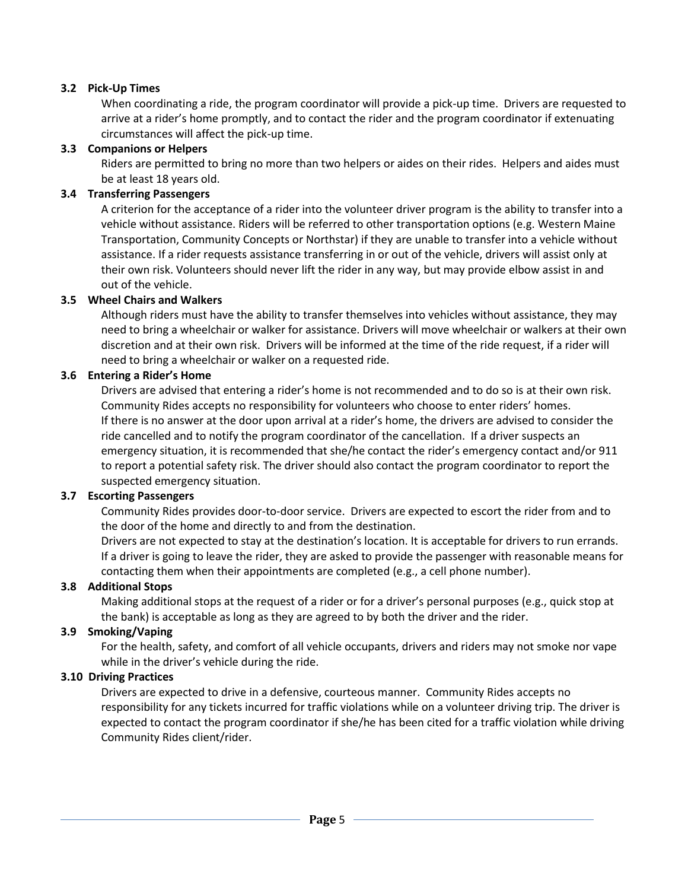### 3.2 Pick-Up Times

When coordinating a ride, the program coordinator will provide a pick-up time. Drivers are requested to arrive at a rider's home promptly, and to contact the rider and the program coordinator if extenuating circumstances will affect the pick-up time.

### 3.3 Companions or Helpers

Riders are permitted to bring no more than two helpers or aides on their rides. Helpers and aides must be at least 18 years old.

### 3.4 Transferring Passengers

A criterion for the acceptance of a rider into the volunteer driver program is the ability to transfer into a vehicle without assistance. Riders will be referred to other transportation options (e.g. Western Maine Transportation, Community Concepts or Northstar) if they are unable to transfer into a vehicle without assistance. If a rider requests assistance transferring in or out of the vehicle, drivers will assist only at their own risk. Volunteers should never lift the rider in any way, but may provide elbow assist in and out of the vehicle.

### 3.5 Wheel Chairs and Walkers

Although riders must have the ability to transfer themselves into vehicles without assistance, they may need to bring a wheelchair or walker for assistance. Drivers will move wheelchair or walkers at their own discretion and at their own risk. Drivers will be informed at the time of the ride request, if a rider will need to bring a wheelchair or walker on a requested ride.

### 3.6 Entering a Rider's Home

Drivers are advised that entering a rider's home is not recommended and to do so is at their own risk. Community Rides accepts no responsibility for volunteers who choose to enter riders' homes.

If there is no answer at the door upon arrival at a rider's home, the drivers are advised to consider the ride cancelled and to notify the program coordinator of the cancellation. If a driver suspects an emergency situation, it is recommended that she/he contact the rider's emergency contact and/or 911 to report a potential safety risk. The driver should also contact the program coordinator to report the suspected emergency situation.

### 3.7 Escorting Passengers

Community Rides provides door-to-door service. Drivers are expected to escort the rider from and to the door of the home and directly to and from the destination.

Drivers are not expected to stay at the destination's location. It is acceptable for drivers to run errands. If a driver is going to leave the rider, they are asked to provide the passenger with reasonable means for contacting them when their appointments are completed (e.g., a cell phone number).

### 3.8 Additional Stops

Making additional stops at the request of a rider or for a driver's personal purposes (e.g., quick stop at the bank) is acceptable as long as they are agreed to by both the driver and the rider.

### 3.9 Smoking/Vaping

For the health, safety, and comfort of all vehicle occupants, drivers and riders may not smoke nor vape while in the driver's vehicle during the ride.

### 3.10 Driving Practices

Drivers are expected to drive in a defensive, courteous manner. Community Rides accepts no responsibility for any tickets incurred for traffic violations while on a volunteer driving trip. The driver is expected to contact the program coordinator if she/he has been cited for a traffic violation while driving Community Rides client/rider.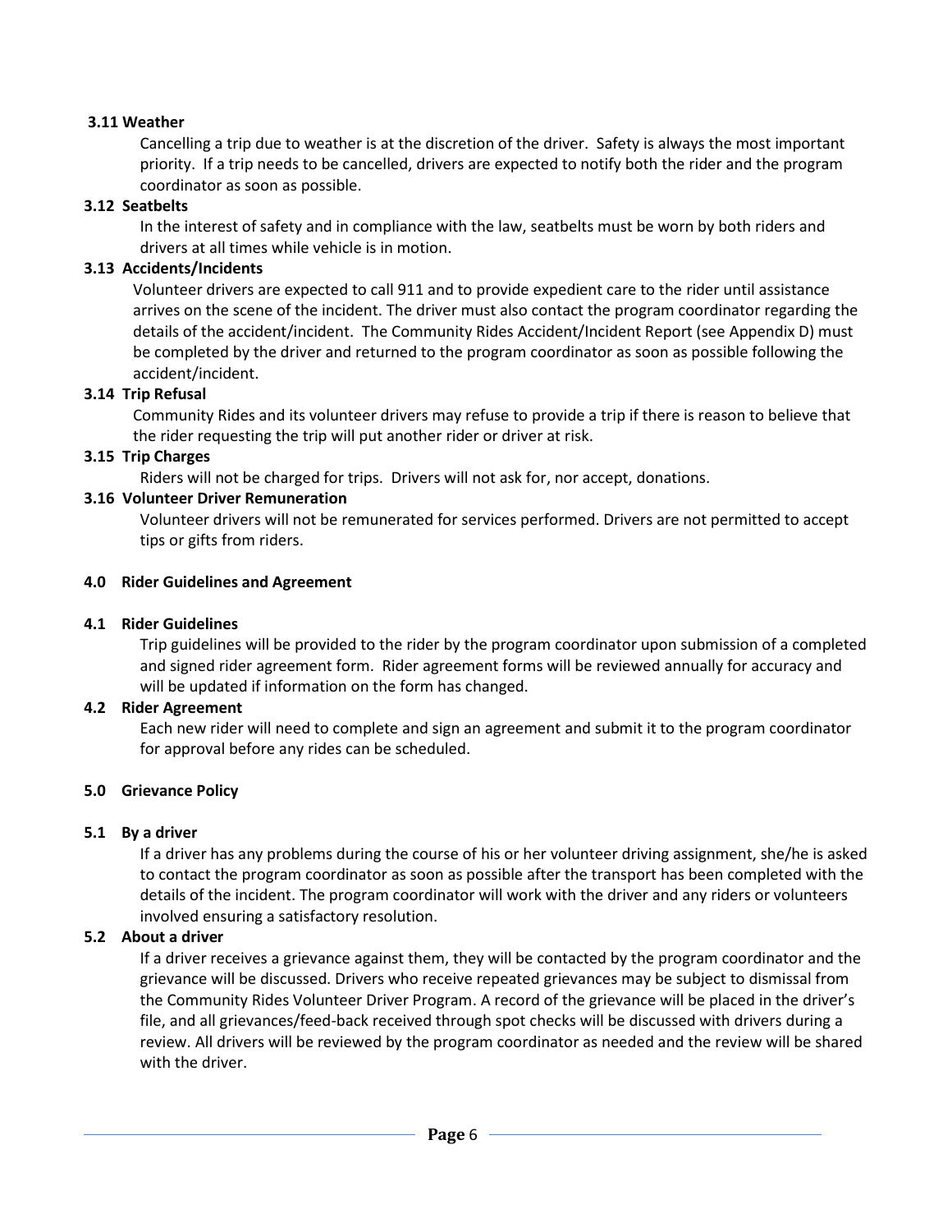### 3.11 Weather

Cancelling a trip due to weather is at the discretion of the driver. Safety is always the most important priority. If a trip needs to be cancelled, drivers are expected to notify both the rider and the program coordinator as soon as possible.

### 3.12 Seatbelts

In the interest of safety and in compliance with the law, seatbelts must be worn by both riders and drivers at all times while vehicle is in motion.

### 3.13 Accidents/Incidents

Volunteer drivers are expected to call 911 and to provide expedient care to the rider until assistance arrives on the scene of the incident. The driver must also contact the program coordinator regarding the details of the accident/incident. The Community Rides Accident/Incident Report (see Appendix D) must be completed by the driver and returned to the program coordinator as soon as possible following the accident/incident.

### 3.14 Trip Refusal

Community Rides and its volunteer drivers may refuse to provide a trip if there is reason to believe that the rider requesting the trip will put another rider or driver at risk.

### 3.15 Trip Charges

Riders will not be charged for trips. Drivers will not ask for, nor accept, donations.

### 3.16 Volunteer Driver Remuneration

Volunteer drivers will not be remunerated for services performed. Drivers are not permitted to accept tips or gifts from riders.

## 4.0 Rider Guidelines and Agreement

### 4.1 Rider Guidelines

Trip guidelines will be provided to the rider by the program coordinator upon submission of a completed and signed rider agreement form. Rider agreement forms will be reviewed annually for accuracy and will be updated if information on the form has changed.

### 4.2 Rider Agreement

Each new rider will need to complete and sign an agreement and submit it to the program coordinator for approval before any rides can be scheduled.

## 5.0 Grievance Policy

### 5.1 By a driver

If a driver has any problems during the course of his or her volunteer driving assignment, she/he is asked to contact the program coordinator as soon as possible after the transport has been completed with the details of the incident. The program coordinator will work with the driver and any riders or volunteers involved ensuring a satisfactory resolution.

### 5.2 About a driver

If a driver receives a grievance against them, they will be contacted by the program coordinator and the grievance will be discussed. Drivers who receive repeated grievances may be subject to dismissal from the Community Rides Volunteer Driver Program. A record of the grievance will be placed in the driver's file, and all grievances/feed-back received through spot checks will be discussed with drivers during a review. All drivers will be reviewed by the program coordinator as needed and the review will be shared with the driver.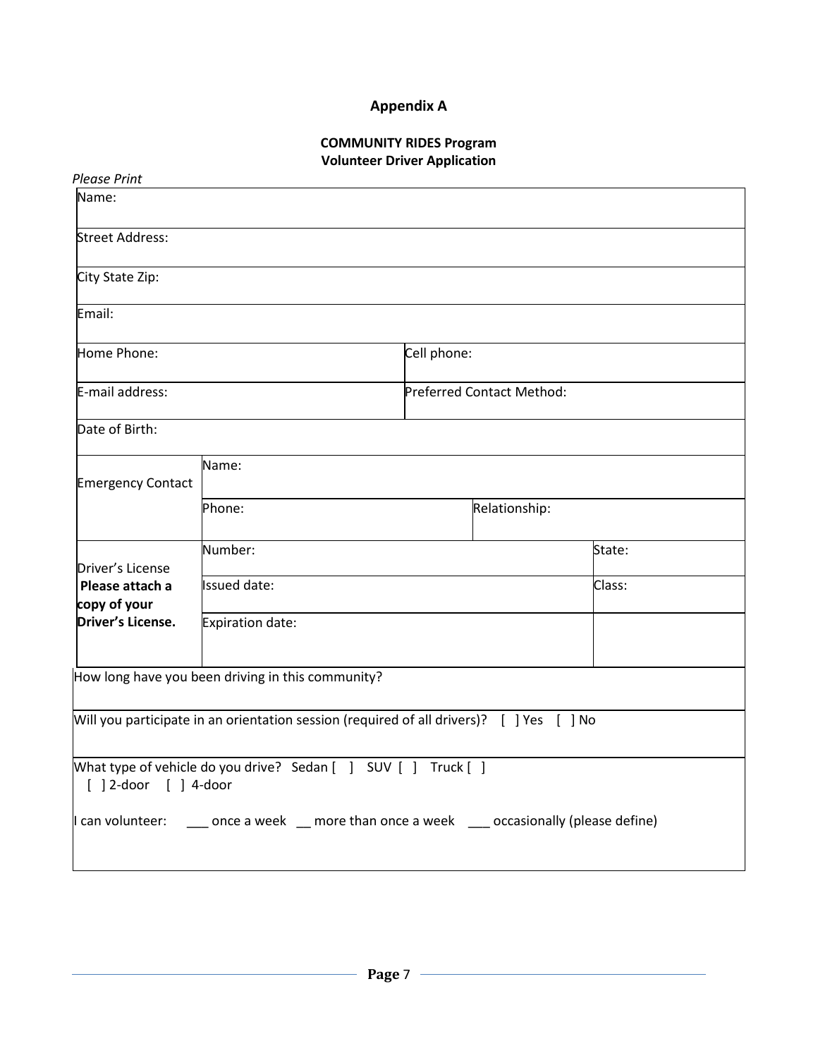# Appendix A

## COMMUNITY RIDES Program
## Volunteer Driver Application

*Please Print*

| | | | |
|---|---|---|---|
| Name: | | | |
| Street Address: | | | |
| City State Zip: | | | |
| Email: | | | |
| Home Phone: | | Cell phone: | |
| E-mail address: | | Preferred Contact Method: | |
| Date of Birth: | | | |
| Emergency Contact | Name: | | |
| | Phone: | Relationship: | |
| Driver's License **Please attach a copy of your Driver's License.** | Number: | | State: |
| | Issued date: | | Class: |
| | Expiration date: | | |
| How long have you been driving in this community? | | | |
| Will you participate in an orientation session (required of all drivers)? [ ] Yes [ ] No | | | |
| What type of vehicle do you drive? Sedan [ ] SUV [ ] Truck [ ] [ ] 2-door [ ] 4-door<br><br>I can volunteer: ___ once a week __ more than once a week ___ occasionally (please define) | | | |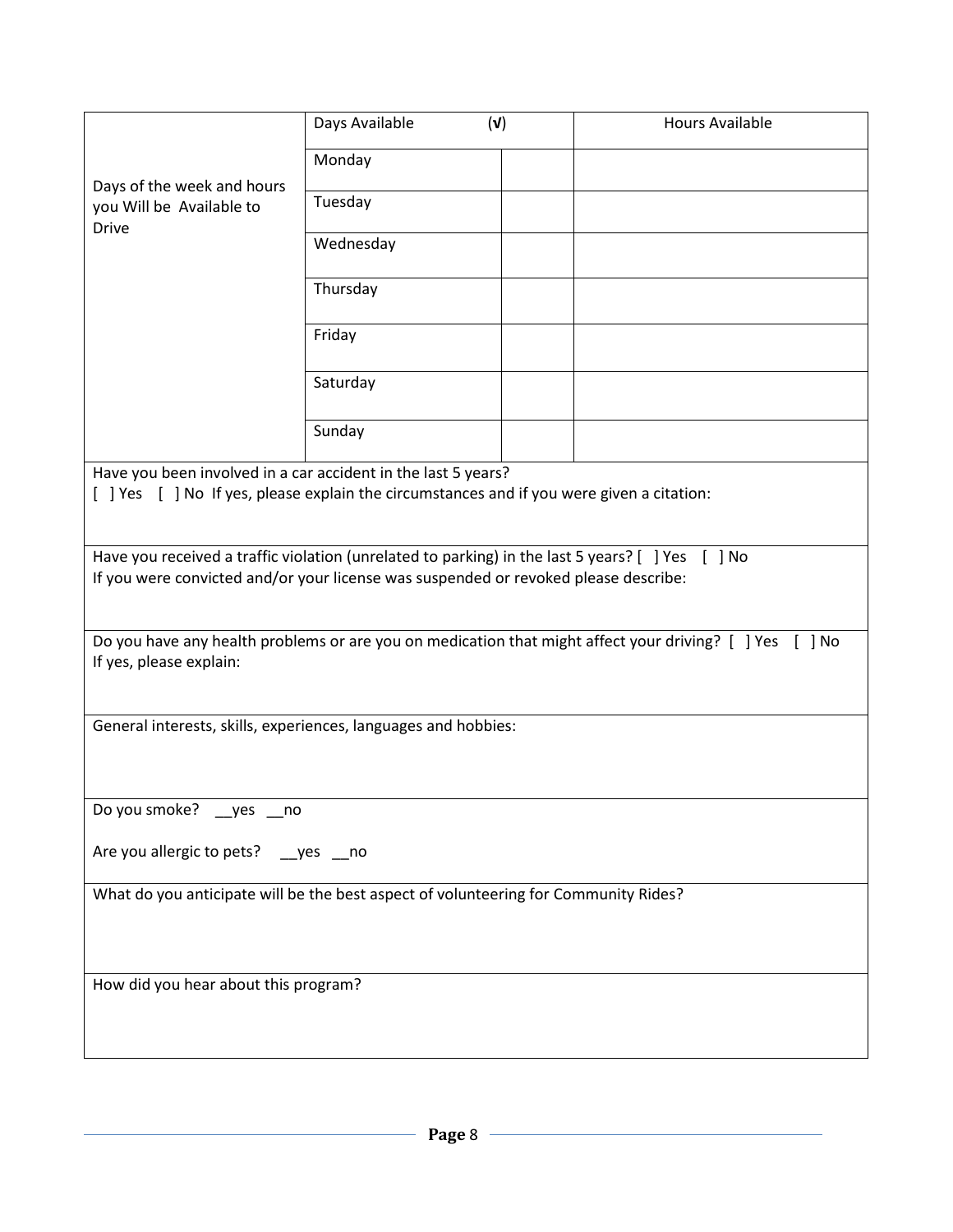| Days of the week and hours you Will be Available to Drive | Days Available | (√) | Hours Available |
|---|---|---|---|
| | Monday | | |
| | Tuesday | | |
| | Wednesday | | |
| | Thursday | | |
| | Friday | | |
| | Saturday | | |
| | Sunday | | |

Have you been involved in a car accident in the last 5 years?
[ ] Yes [ ] No If yes, please explain the circumstances and if you were given a citation:

Have you received a traffic violation (unrelated to parking) in the last 5 years? [ ] Yes [ ] No
If you were convicted and/or your license was suspended or revoked please describe:

Do you have any health problems or are you on medication that might affect your driving? [ ] Yes [ ] No
If yes, please explain:

General interests, skills, experiences, languages and hobbies:

Do you smoke? __yes __no

Are you allergic to pets? __yes __no

What do you anticipate will be the best aspect of volunteering for Community Rides?

How did you hear about this program?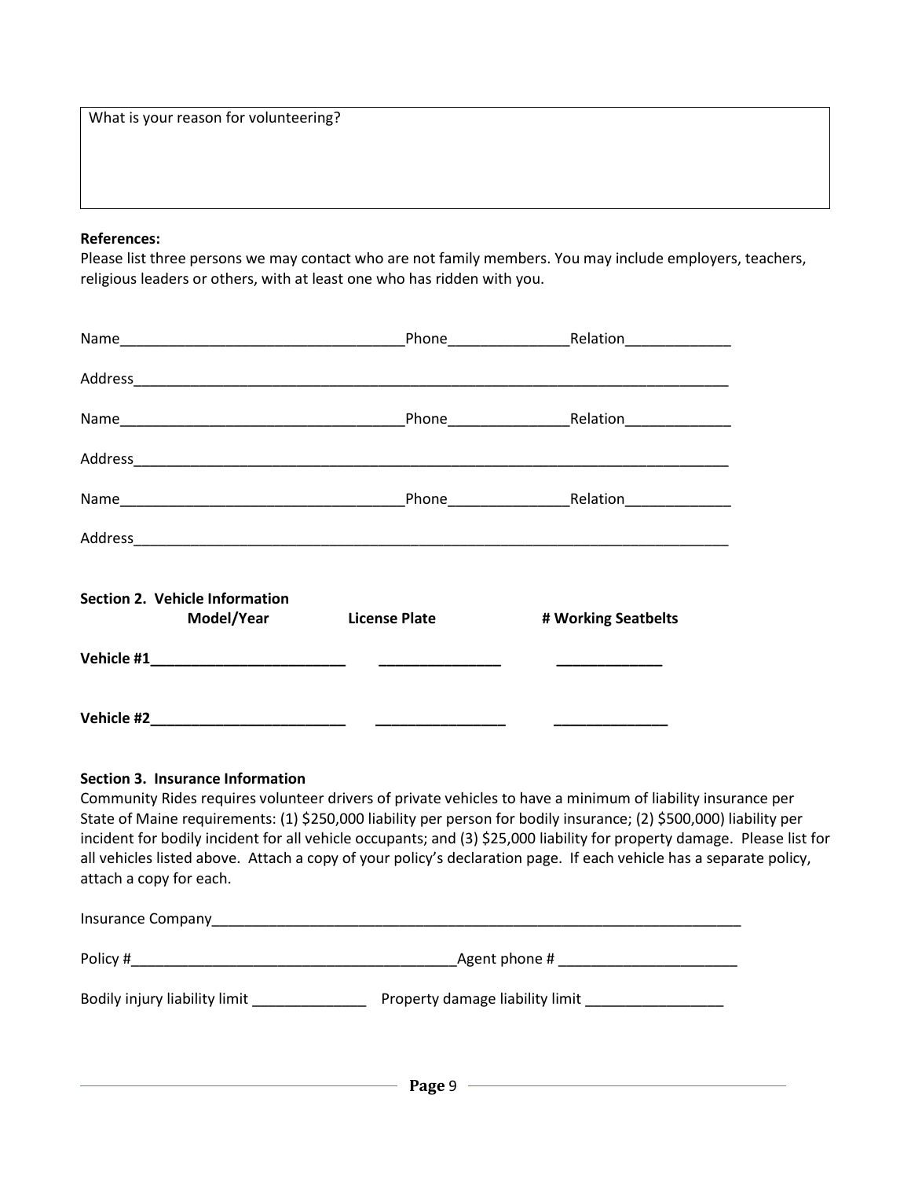What is your reason for volunteering?

**References:**

Please list three persons we may contact who are not family members. You may include employers, teachers, religious leaders or others, with at least one who has ridden with you.

Name___________________________________Phone_______________Relation_____________

Address_____________________________________________________________________________

Name___________________________________Phone_______________Relation_____________

Address_____________________________________________________________________________

Name___________________________________Phone_______________Relation_____________

Address_____________________________________________________________________________

**Section 2. Vehicle Information**

| | **Model/Year** | **License Plate** | **# Working Seatbelts** |
|---|---|---|---|
| **Vehicle #1** | ________________________ | _______________ | _____________ |
| **Vehicle #2** | ________________________ | ________________ | ______________ |

**Section 3. Insurance Information**

Community Rides requires volunteer drivers of private vehicles to have a minimum of liability insurance per State of Maine requirements: (1) $250,000 liability per person for bodily insurance; (2) $500,000) liability per incident for bodily incident for all vehicle occupants; and (3) $25,000 liability for property damage. Please list for all vehicles listed above. Attach a copy of your policy's declaration page. If each vehicle has a separate policy, attach a copy for each.

Insurance Company______________________________________________________________________

Policy #________________________________________Agent phone # ______________________

Bodily injury liability limit ______________ Property damage liability limit _________________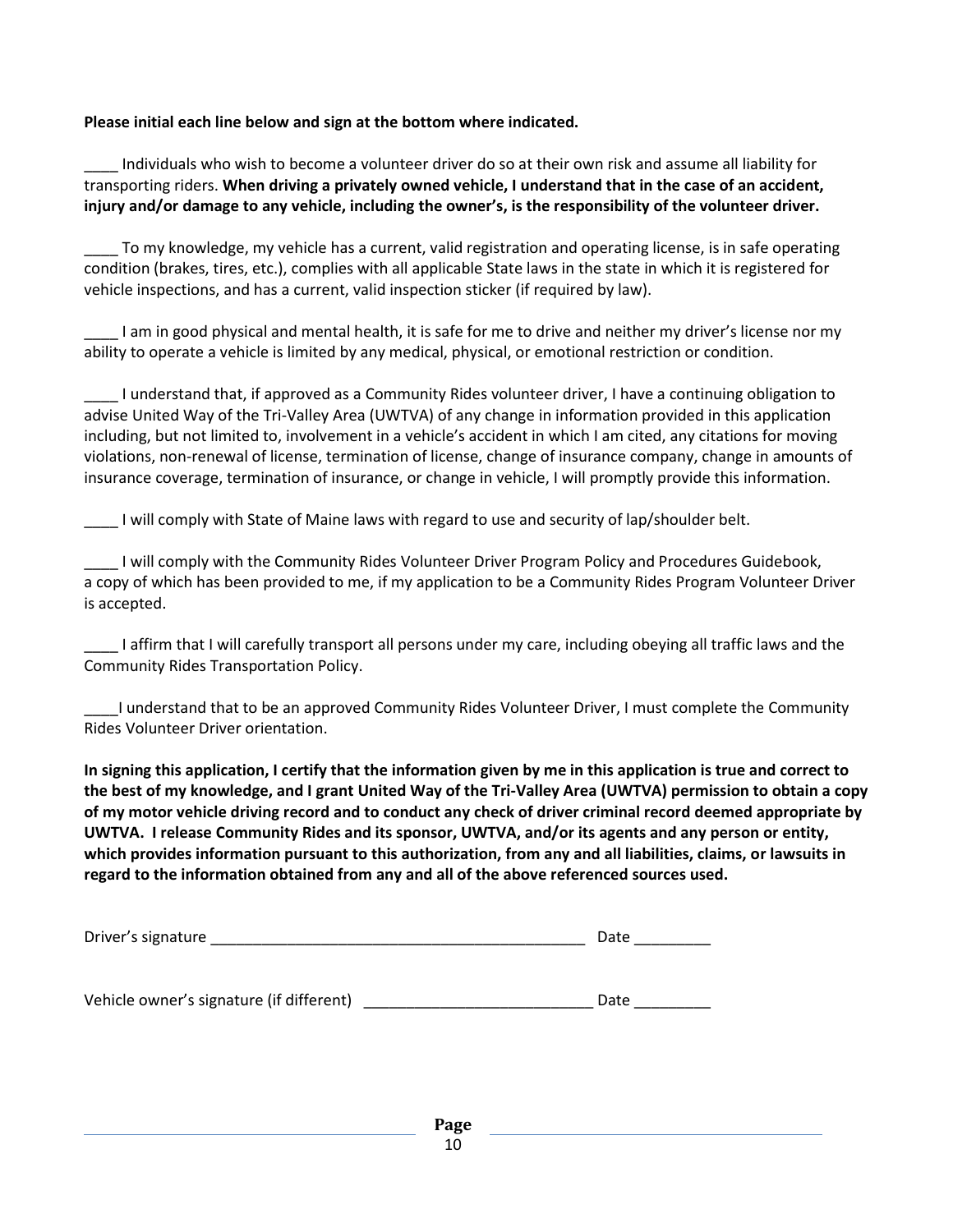**Please initial each line below and sign at the bottom where indicated.**

____ Individuals who wish to become a volunteer driver do so at their own risk and assume all liability for transporting riders. **When driving a privately owned vehicle, I understand that in the case of an accident, injury and/or damage to any vehicle, including the owner's, is the responsibility of the volunteer driver.**

____ To my knowledge, my vehicle has a current, valid registration and operating license, is in safe operating condition (brakes, tires, etc.), complies with all applicable State laws in the state in which it is registered for vehicle inspections, and has a current, valid inspection sticker (if required by law).

____ I am in good physical and mental health, it is safe for me to drive and neither my driver's license nor my ability to operate a vehicle is limited by any medical, physical, or emotional restriction or condition.

____ I understand that, if approved as a Community Rides volunteer driver, I have a continuing obligation to advise United Way of the Tri-Valley Area (UWTVA) of any change in information provided in this application including, but not limited to, involvement in a vehicle's accident in which I am cited, any citations for moving violations, non-renewal of license, termination of license, change of insurance company, change in amounts of insurance coverage, termination of insurance, or change in vehicle, I will promptly provide this information.

____ I will comply with State of Maine laws with regard to use and security of lap/shoulder belt.

____ I will comply with the Community Rides Volunteer Driver Program Policy and Procedures Guidebook, a copy of which has been provided to me, if my application to be a Community Rides Program Volunteer Driver is accepted.

____ I affirm that I will carefully transport all persons under my care, including obeying all traffic laws and the Community Rides Transportation Policy.

____I understand that to be an approved Community Rides Volunteer Driver, I must complete the Community Rides Volunteer Driver orientation.

**In signing this application, I certify that the information given by me in this application is true and correct to the best of my knowledge, and I grant United Way of the Tri-Valley Area (UWTVA) permission to obtain a copy of my motor vehicle driving record and to conduct any check of driver criminal record deemed appropriate by UWTVA. I release Community Rides and its sponsor, UWTVA, and/or its agents and any person or entity, which provides information pursuant to this authorization, from any and all liabilities, claims, or lawsuits in regard to the information obtained from any and all of the above referenced sources used.**

Driver's signature _____________________________________________ Date _________

Vehicle owner's signature (if different) ___________________________ Date _________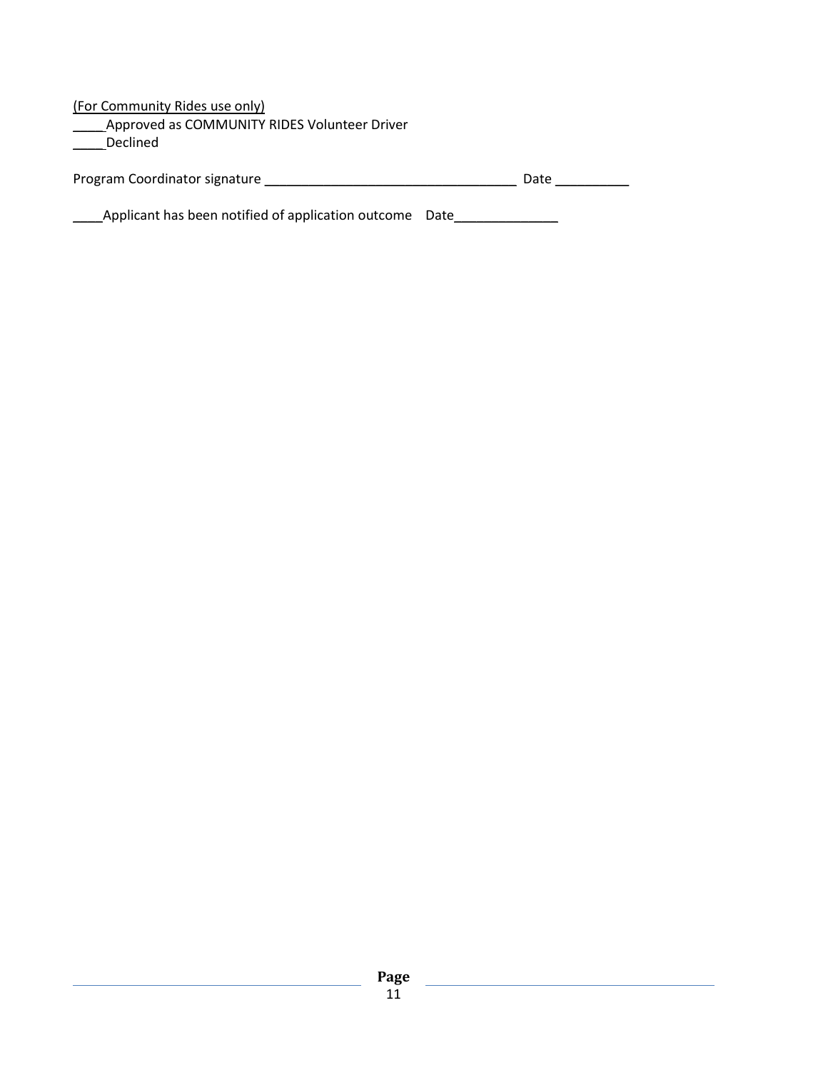(For Community Rides use only)

_____Approved as COMMUNITY RIDES Volunteer Driver

_____Declined

Program Coordinator signature ___________________________________ Date __________

____Applicant has been notified of application outcome Date______________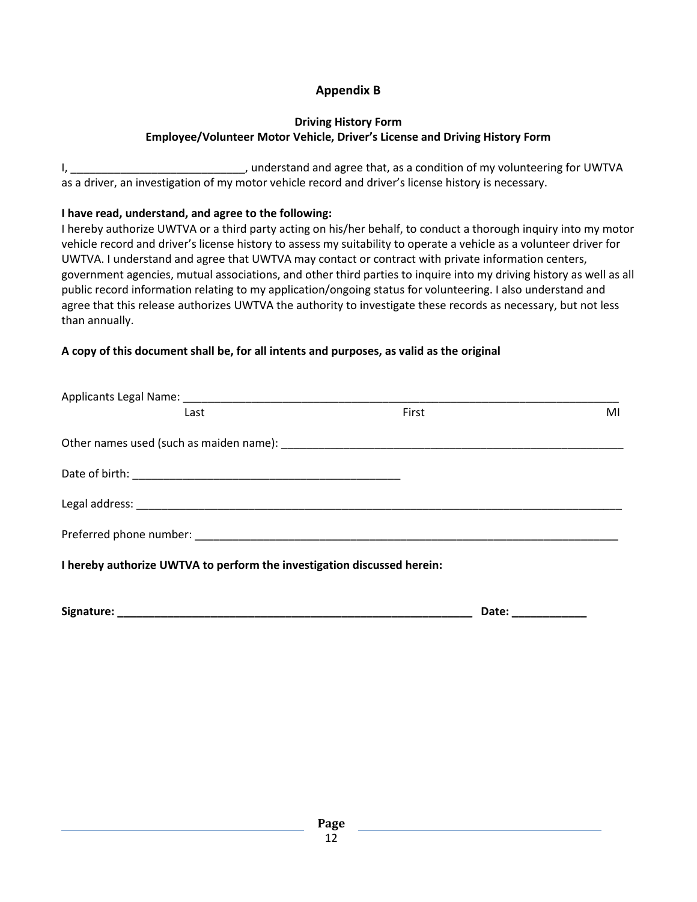## Appendix B

### Driving History Form
### Employee/Volunteer Motor Vehicle, Driver's License and Driving History Form

I, ____________________________, understand and agree that, as a condition of my volunteering for UWTVA as a driver, an investigation of my motor vehicle record and driver's license history is necessary.

**I have read, understand, and agree to the following:**
I hereby authorize UWTVA or a third party acting on his/her behalf, to conduct a thorough inquiry into my motor vehicle record and driver's license history to assess my suitability to operate a vehicle as a volunteer driver for UWTVA. I understand and agree that UWTVA may contact or contract with private information centers, government agencies, mutual associations, and other third parties to inquire into my driving history as well as all public record information relating to my application/ongoing status for volunteering. I also understand and agree that this release authorizes UWTVA the authority to investigate these records as necessary, but not less than annually.

**A copy of this document shall be, for all intents and purposes, as valid as the original**

Applicants Legal Name: ___________________________________________________________________________
Last                                                  First                                                  MI

Other names used (such as maiden name): __________________________________________________________

Date of birth: ____________________________________________

Legal address: ___________________________________________________________________________________

Preferred phone number: __________________________________________________________________________

**I hereby authorize UWTVA to perform the investigation discussed herein:**

**Signature: __________________________________________________________ Date: ____________**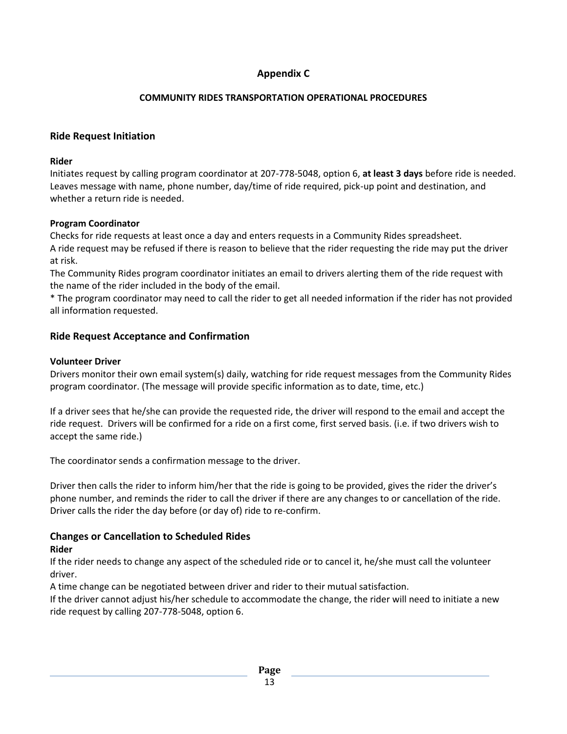# Appendix C

## COMMUNITY RIDES TRANSPORTATION OPERATIONAL PROCEDURES

## Ride Request Initiation

**Rider**

Initiates request by calling program coordinator at 207-778-5048, option 6, **at least 3 days** before ride is needed. Leaves message with name, phone number, day/time of ride required, pick-up point and destination, and whether a return ride is needed.

**Program Coordinator**

Checks for ride requests at least once a day and enters requests in a Community Rides spreadsheet.
A ride request may be refused if there is reason to believe that the rider requesting the ride may put the driver at risk.
The Community Rides program coordinator initiates an email to drivers alerting them of the ride request with the name of the rider included in the body of the email.
* The program coordinator may need to call the rider to get all needed information if the rider has not provided all information requested.

## Ride Request Acceptance and Confirmation

**Volunteer Driver**

Drivers monitor their own email system(s) daily, watching for ride request messages from the Community Rides program coordinator. (The message will provide specific information as to date, time, etc.)

If a driver sees that he/she can provide the requested ride, the driver will respond to the email and accept the ride request. Drivers will be confirmed for a ride on a first come, first served basis. (i.e. if two drivers wish to accept the same ride.)

The coordinator sends a confirmation message to the driver.

Driver then calls the rider to inform him/her that the ride is going to be provided, gives the rider the driver's phone number, and reminds the rider to call the driver if there are any changes to or cancellation of the ride. Driver calls the rider the day before (or day of) ride to re-confirm.

## Changes or Cancellation to Scheduled Rides

**Rider**

If the rider needs to change any aspect of the scheduled ride or to cancel it, he/she must call the volunteer driver.
A time change can be negotiated between driver and rider to their mutual satisfaction.
If the driver cannot adjust his/her schedule to accommodate the change, the rider will need to initiate a new ride request by calling 207-778-5048, option 6.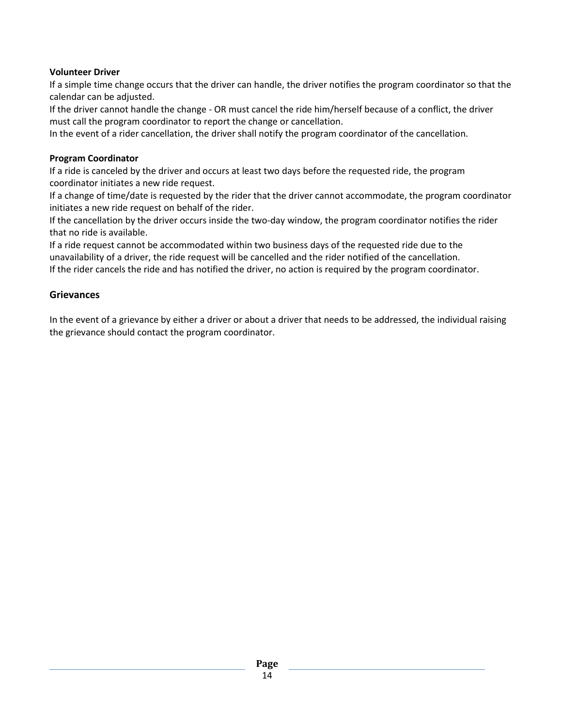**Volunteer Driver**

If a simple time change occurs that the driver can handle, the driver notifies the program coordinator so that the calendar can be adjusted.

If the driver cannot handle the change - OR must cancel the ride him/herself because of a conflict, the driver must call the program coordinator to report the change or cancellation.

In the event of a rider cancellation, the driver shall notify the program coordinator of the cancellation.

**Program Coordinator**

If a ride is canceled by the driver and occurs at least two days before the requested ride, the program coordinator initiates a new ride request.

If a change of time/date is requested by the rider that the driver cannot accommodate, the program coordinator initiates a new ride request on behalf of the rider.

If the cancellation by the driver occurs inside the two-day window, the program coordinator notifies the rider that no ride is available.

If a ride request cannot be accommodated within two business days of the requested ride due to the unavailability of a driver, the ride request will be cancelled and the rider notified of the cancellation.

If the rider cancels the ride and has notified the driver, no action is required by the program coordinator.

## Grievances

In the event of a grievance by either a driver or about a driver that needs to be addressed, the individual raising the grievance should contact the program coordinator.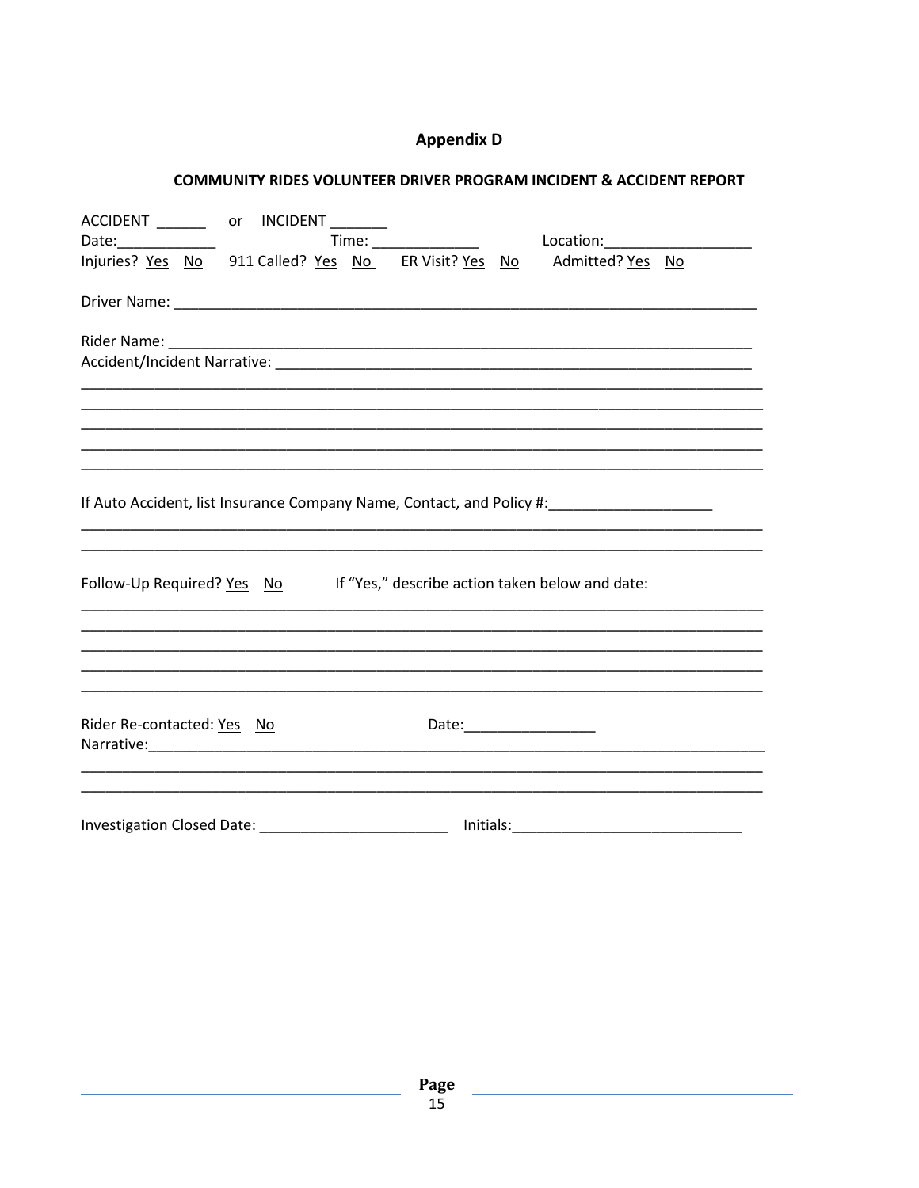# Appendix D

## COMMUNITY RIDES VOLUNTEER DRIVER PROGRAM INCIDENT & ACCIDENT REPORT

ACCIDENT ______ or INCIDENT _______

Date:____________ Time: _____________ Location:__________________

Injuries? Yes No 911 Called? Yes No ER Visit? Yes No Admitted? Yes No

Driver Name: ___________________________________________________________________________

Rider Name: ___________________________________________________________________________

Accident/Incident Narrative: ____________________________________________________________

_______________________________________________________________________________________

_______________________________________________________________________________________

_______________________________________________________________________________________

_______________________________________________________________________________________

_______________________________________________________________________________________

If Auto Accident, list Insurance Company Name, Contact, and Policy #:____________________

_______________________________________________________________________________________

_______________________________________________________________________________________

Follow-Up Required? Yes No If "Yes," describe action taken below and date:

_______________________________________________________________________________________

_______________________________________________________________________________________

_______________________________________________________________________________________

_______________________________________________________________________________________

_______________________________________________________________________________________

Rider Re-contacted: Yes No Date:________________

Narrative:______________________________________________________________________________

_______________________________________________________________________________________

_______________________________________________________________________________________

Investigation Closed Date: _______________________ Initials:___________________________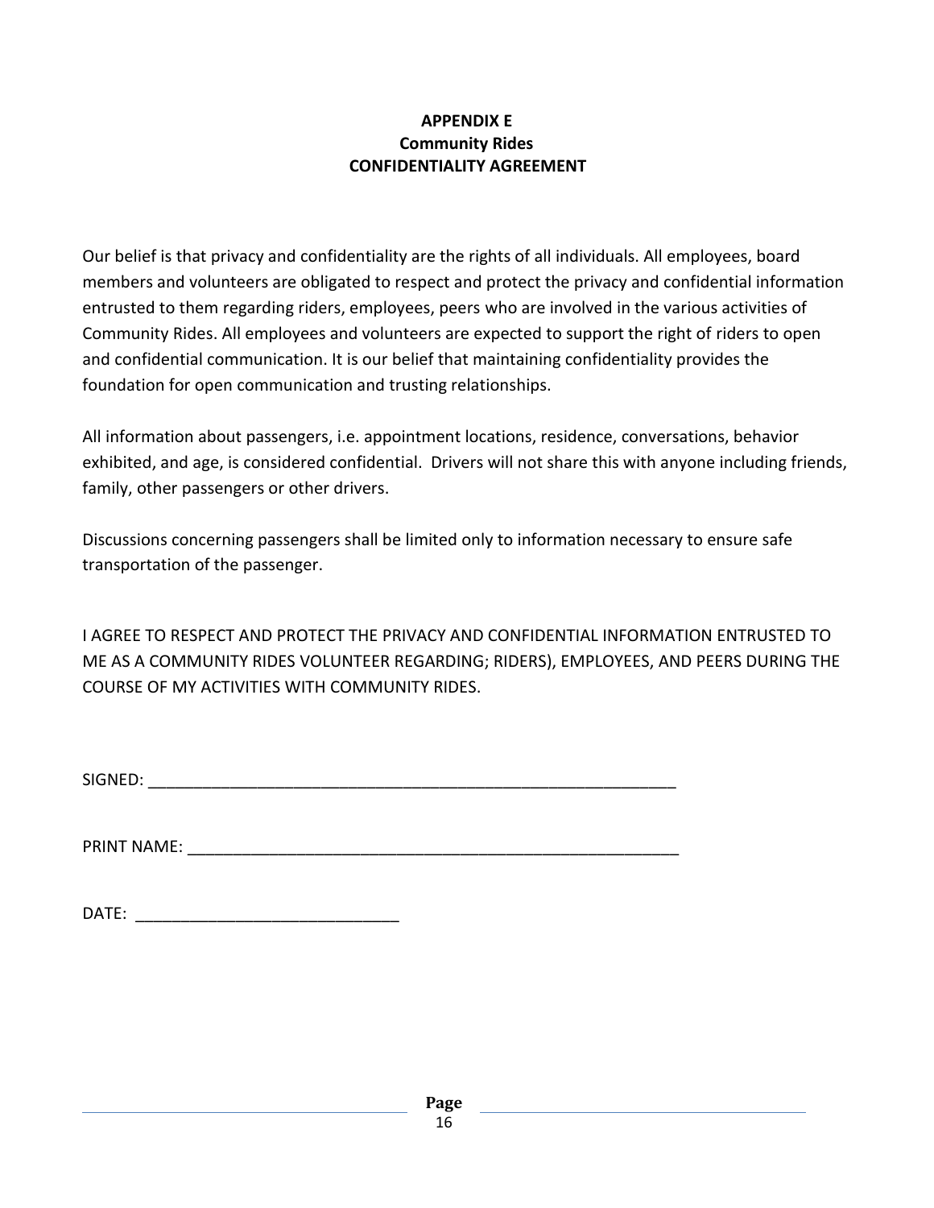**APPENDIX E**
**Community Rides**
**CONFIDENTIALITY AGREEMENT**

Our belief is that privacy and confidentiality are the rights of all individuals. All employees, board members and volunteers are obligated to respect and protect the privacy and confidential information entrusted to them regarding riders, employees, peers who are involved in the various activities of Community Rides. All employees and volunteers are expected to support the right of riders to open and confidential communication. It is our belief that maintaining confidentiality provides the foundation for open communication and trusting relationships.

All information about passengers, i.e. appointment locations, residence, conversations, behavior exhibited, and age, is considered confidential. Drivers will not share this with anyone including friends, family, other passengers or other drivers.

Discussions concerning passengers shall be limited only to information necessary to ensure safe transportation of the passenger.

I AGREE TO RESPECT AND PROTECT THE PRIVACY AND CONFIDENTIAL INFORMATION ENTRUSTED TO ME AS A COMMUNITY RIDES VOLUNTEER REGARDING; RIDERS), EMPLOYEES, AND PEERS DURING THE COURSE OF MY ACTIVITIES WITH COMMUNITY RIDES.

SIGNED: ____________________________________________________________

PRINT NAME: ________________________________________________________

DATE: ____________________________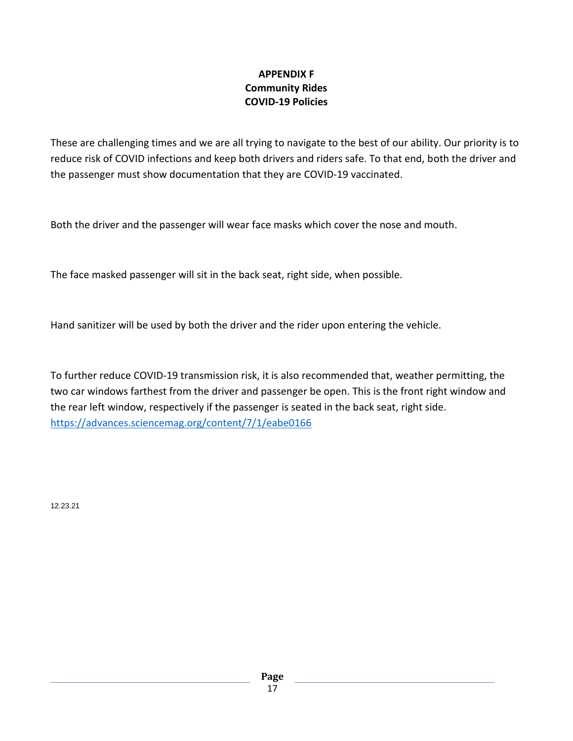# APPENDIX F
## Community Rides
## COVID-19 Policies

These are challenging times and we are all trying to navigate to the best of our ability. Our priority is to reduce risk of COVID infections and keep both drivers and riders safe. To that end, both the driver and the passenger must show documentation that they are COVID-19 vaccinated.

Both the driver and the passenger will wear face masks which cover the nose and mouth.

The face masked passenger will sit in the back seat, right side, when possible.

Hand sanitizer will be used by both the driver and the rider upon entering the vehicle.

To further reduce COVID-19 transmission risk, it is also recommended that, weather permitting, the two car windows farthest from the driver and passenger be open. This is the front right window and the rear left window, respectively if the passenger is seated in the back seat, right side.
https://advances.sciencemag.org/content/7/1/eabe0166

12.23.21